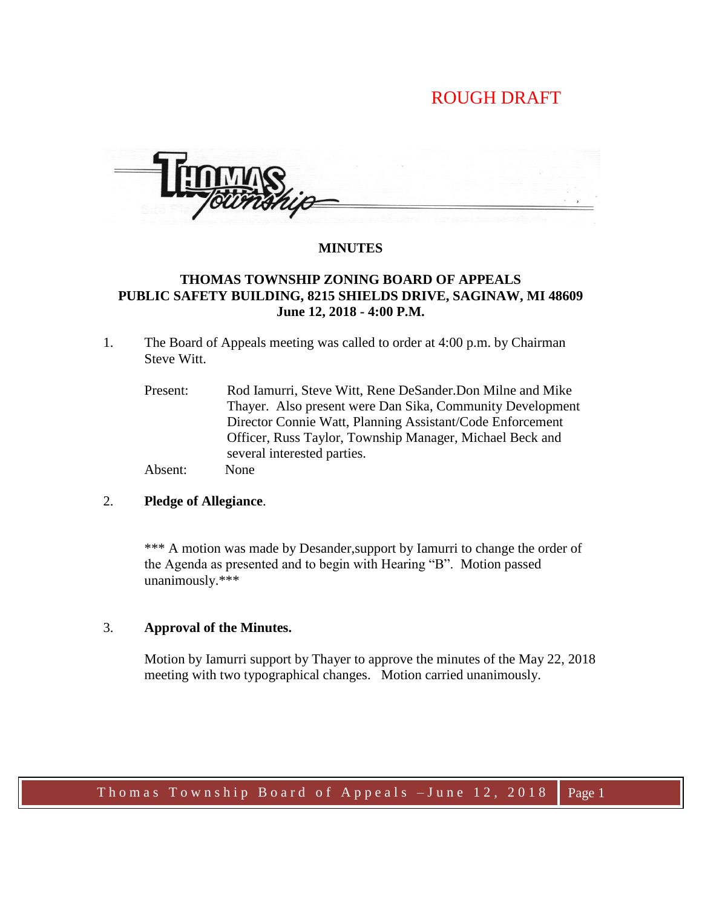ROUGH DRAFT

**MINUTES**

**THOMAS TOWNSHIP ZONING BOARD OF APPEALS**
**PUBLIC SAFETY BUILDING, 8215 SHIELDS DRIVE, SAGINAW, MI 48609**
**June 12, 2018 - 4:00 P.M.**

1. The Board of Appeals meeting was called to order at 4:00 p.m. by Chairman Steve Witt.

   Present: Rod Iamurri, Steve Witt, Rene DeSander.Don Milne and Mike Thayer. Also present were Dan Sika, Community Development Director Connie Watt, Planning Assistant/Code Enforcement Officer, Russ Taylor, Township Manager, Michael Beck and several interested parties.

   Absent: None

2. **Pledge of Allegiance**.

   *** A motion was made by Desander,support by Iamurri to change the order of the Agenda as presented and to begin with Hearing "B". Motion passed unanimously.***

3. **Approval of the Minutes.**

   Motion by Iamurri support by Thayer to approve the minutes of the May 22, 2018 meeting with two typographical changes. Motion carried unanimously.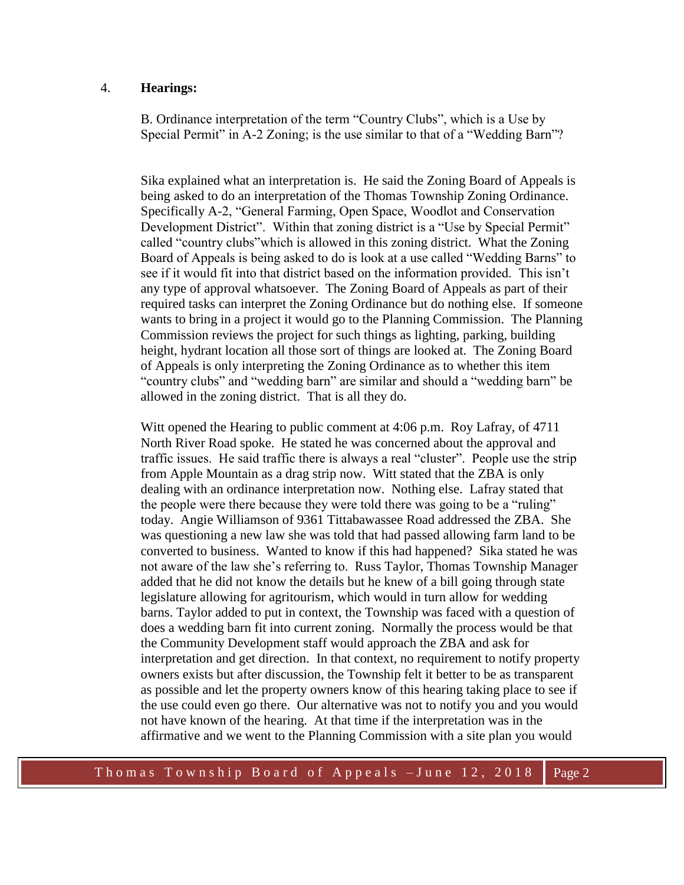4. **Hearings:**

B. Ordinance interpretation of the term "Country Clubs", which is a Use by Special Permit" in A-2 Zoning; is the use similar to that of a "Wedding Barn"?

Sika explained what an interpretation is. He said the Zoning Board of Appeals is being asked to do an interpretation of the Thomas Township Zoning Ordinance. Specifically A-2, "General Farming, Open Space, Woodlot and Conservation Development District". Within that zoning district is a "Use by Special Permit" called "country clubs"which is allowed in this zoning district. What the Zoning Board of Appeals is being asked to do is look at a use called "Wedding Barns" to see if it would fit into that district based on the information provided. This isn't any type of approval whatsoever. The Zoning Board of Appeals as part of their required tasks can interpret the Zoning Ordinance but do nothing else. If someone wants to bring in a project it would go to the Planning Commission. The Planning Commission reviews the project for such things as lighting, parking, building height, hydrant location all those sort of things are looked at. The Zoning Board of Appeals is only interpreting the Zoning Ordinance as to whether this item "country clubs" and "wedding barn" are similar and should a "wedding barn" be allowed in the zoning district. That is all they do.

Witt opened the Hearing to public comment at 4:06 p.m. Roy Lafray, of 4711 North River Road spoke. He stated he was concerned about the approval and traffic issues. He said traffic there is always a real "cluster". People use the strip from Apple Mountain as a drag strip now. Witt stated that the ZBA is only dealing with an ordinance interpretation now. Nothing else. Lafray stated that the people were there because they were told there was going to be a "ruling" today. Angie Williamson of 9361 Tittabawassee Road addressed the ZBA. She was questioning a new law she was told that had passed allowing farm land to be converted to business. Wanted to know if this had happened? Sika stated he was not aware of the law she's referring to. Russ Taylor, Thomas Township Manager added that he did not know the details but he knew of a bill going through state legislature allowing for agritourism, which would in turn allow for wedding barns. Taylor added to put in context, the Township was faced with a question of does a wedding barn fit into current zoning. Normally the process would be that the Community Development staff would approach the ZBA and ask for interpretation and get direction. In that context, no requirement to notify property owners exists but after discussion, the Township felt it better to be as transparent as possible and let the property owners know of this hearing taking place to see if the use could even go there. Our alternative was not to notify you and you would not have known of the hearing. At that time if the interpretation was in the affirmative and we went to the Planning Commission with a site plan you would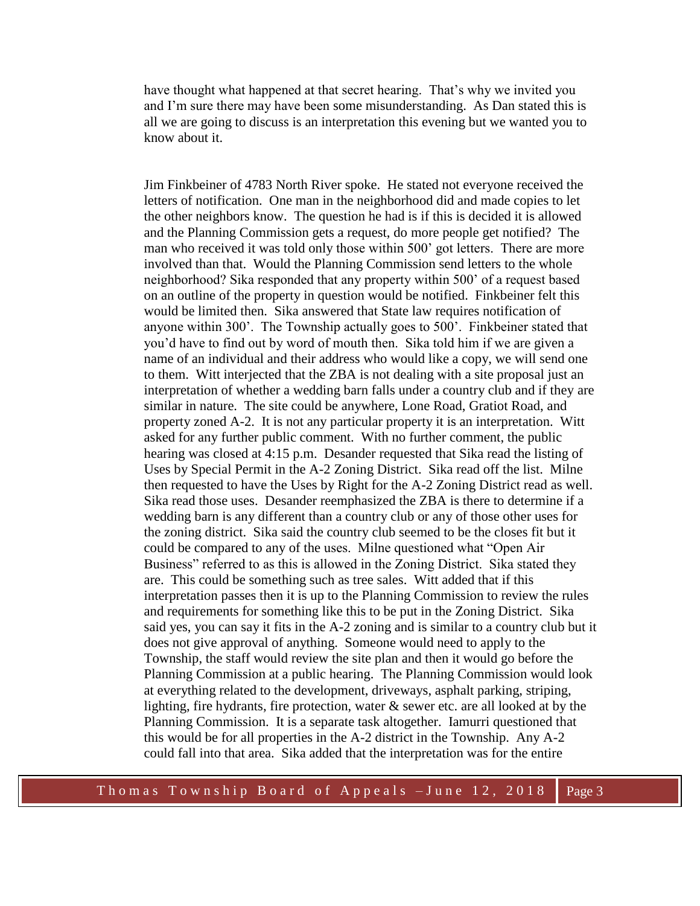have thought what happened at that secret hearing. That's why we invited you and I'm sure there may have been some misunderstanding. As Dan stated this is all we are going to discuss is an interpretation this evening but we wanted you to know about it.

Jim Finkbeiner of 4783 North River spoke. He stated not everyone received the letters of notification. One man in the neighborhood did and made copies to let the other neighbors know. The question he had is if this is decided it is allowed and the Planning Commission gets a request, do more people get notified? The man who received it was told only those within 500' got letters. There are more involved than that. Would the Planning Commission send letters to the whole neighborhood? Sika responded that any property within 500' of a request based on an outline of the property in question would be notified. Finkbeiner felt this would be limited then. Sika answered that State law requires notification of anyone within 300'. The Township actually goes to 500'. Finkbeiner stated that you'd have to find out by word of mouth then. Sika told him if we are given a name of an individual and their address who would like a copy, we will send one to them. Witt interjected that the ZBA is not dealing with a site proposal just an interpretation of whether a wedding barn falls under a country club and if they are similar in nature. The site could be anywhere, Lone Road, Gratiot Road, and property zoned A-2. It is not any particular property it is an interpretation. Witt asked for any further public comment. With no further comment, the public hearing was closed at 4:15 p.m. Desander requested that Sika read the listing of Uses by Special Permit in the A-2 Zoning District. Sika read off the list. Milne then requested to have the Uses by Right for the A-2 Zoning District read as well. Sika read those uses. Desander reemphasized the ZBA is there to determine if a wedding barn is any different than a country club or any of those other uses for the zoning district. Sika said the country club seemed to be the closes fit but it could be compared to any of the uses. Milne questioned what "Open Air Business" referred to as this is allowed in the Zoning District. Sika stated they are. This could be something such as tree sales. Witt added that if this interpretation passes then it is up to the Planning Commission to review the rules and requirements for something like this to be put in the Zoning District. Sika said yes, you can say it fits in the A-2 zoning and is similar to a country club but it does not give approval of anything. Someone would need to apply to the Township, the staff would review the site plan and then it would go before the Planning Commission at a public hearing. The Planning Commission would look at everything related to the development, driveways, asphalt parking, striping, lighting, fire hydrants, fire protection, water & sewer etc. are all looked at by the Planning Commission. It is a separate task altogether. Iamurri questioned that this would be for all properties in the A-2 district in the Township. Any A-2 could fall into that area. Sika added that the interpretation was for the entire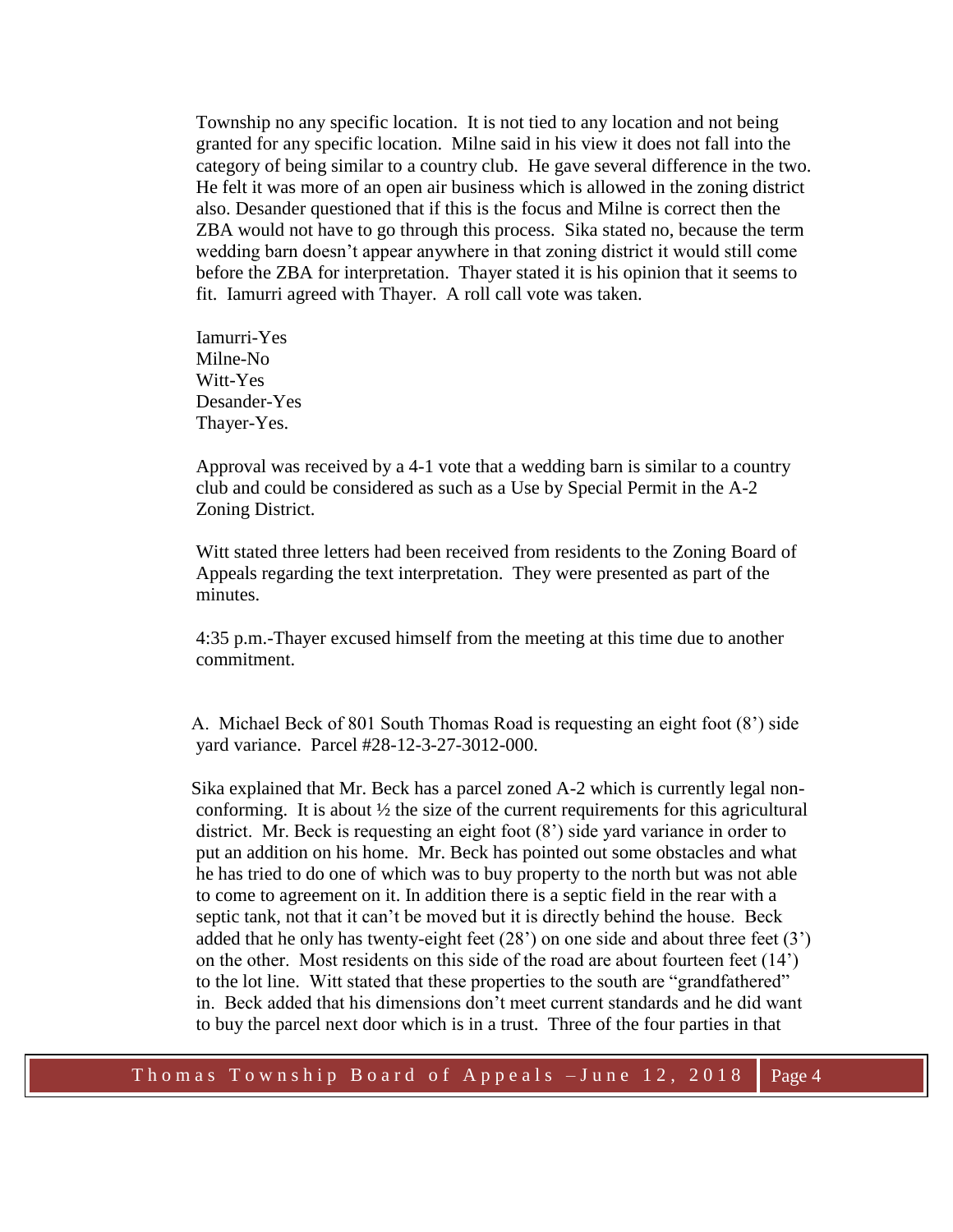Township no any specific location. It is not tied to any location and not being granted for any specific location. Milne said in his view it does not fall into the category of being similar to a country club. He gave several difference in the two. He felt it was more of an open air business which is allowed in the zoning district also. Desander questioned that if this is the focus and Milne is correct then the ZBA would not have to go through this process. Sika stated no, because the term wedding barn doesn't appear anywhere in that zoning district it would still come before the ZBA for interpretation. Thayer stated it is his opinion that it seems to fit. Iamurri agreed with Thayer. A roll call vote was taken.

Iamurri-Yes
Milne-No
Witt-Yes
Desander-Yes
Thayer-Yes.

Approval was received by a 4-1 vote that a wedding barn is similar to a country club and could be considered as such as a Use by Special Permit in the A-2 Zoning District.

Witt stated three letters had been received from residents to the Zoning Board of Appeals regarding the text interpretation. They were presented as part of the minutes.

4:35 p.m.-Thayer excused himself from the meeting at this time due to another commitment.

A. Michael Beck of 801 South Thomas Road is requesting an eight foot (8') side yard variance. Parcel #28-12-3-27-3012-000.

Sika explained that Mr. Beck has a parcel zoned A-2 which is currently legal non-conforming. It is about ½ the size of the current requirements for this agricultural district. Mr. Beck is requesting an eight foot (8') side yard variance in order to put an addition on his home. Mr. Beck has pointed out some obstacles and what he has tried to do one of which was to buy property to the north but was not able to come to agreement on it. In addition there is a septic field in the rear with a septic tank, not that it can't be moved but it is directly behind the house. Beck added that he only has twenty-eight feet (28') on one side and about three feet (3') on the other. Most residents on this side of the road are about fourteen feet (14') to the lot line. Witt stated that these properties to the south are "grandfathered" in. Beck added that his dimensions don't meet current standards and he did want to buy the parcel next door which is in a trust. Three of the four parties in that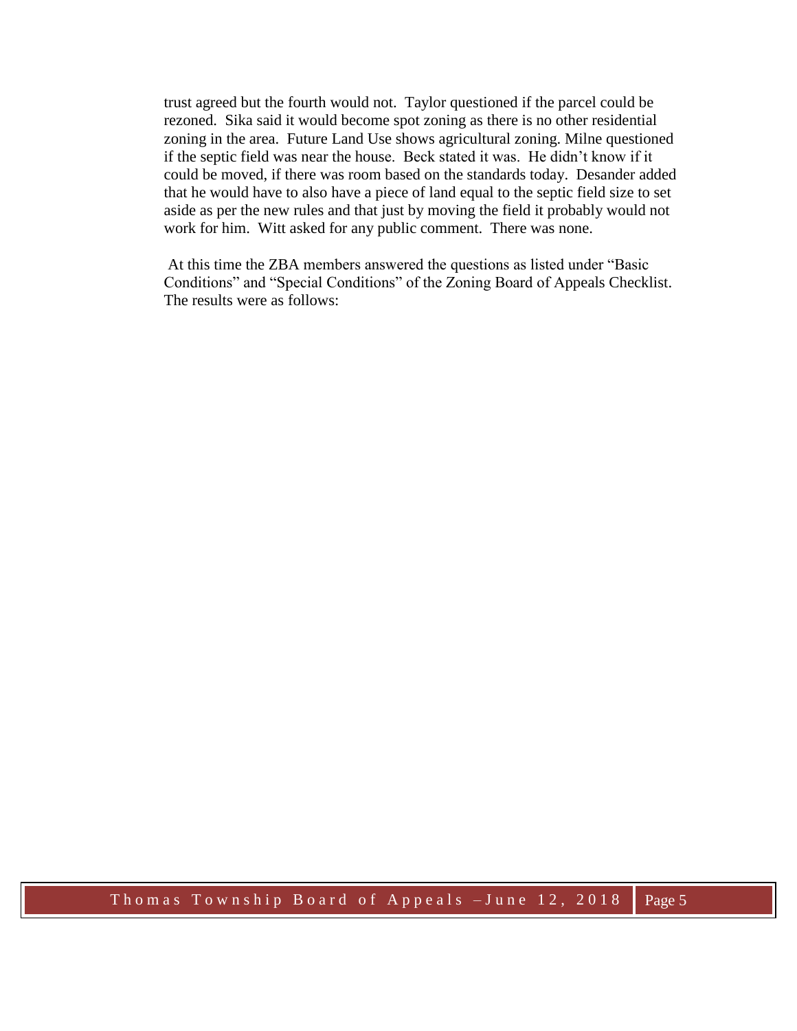trust agreed but the fourth would not. Taylor questioned if the parcel could be rezoned. Sika said it would become spot zoning as there is no other residential zoning in the area. Future Land Use shows agricultural zoning. Milne questioned if the septic field was near the house. Beck stated it was. He didn't know if it could be moved, if there was room based on the standards today. Desander added that he would have to also have a piece of land equal to the septic field size to set aside as per the new rules and that just by moving the field it probably would not work for him. Witt asked for any public comment. There was none.

At this time the ZBA members answered the questions as listed under "Basic Conditions" and "Special Conditions" of the Zoning Board of Appeals Checklist. The results were as follows: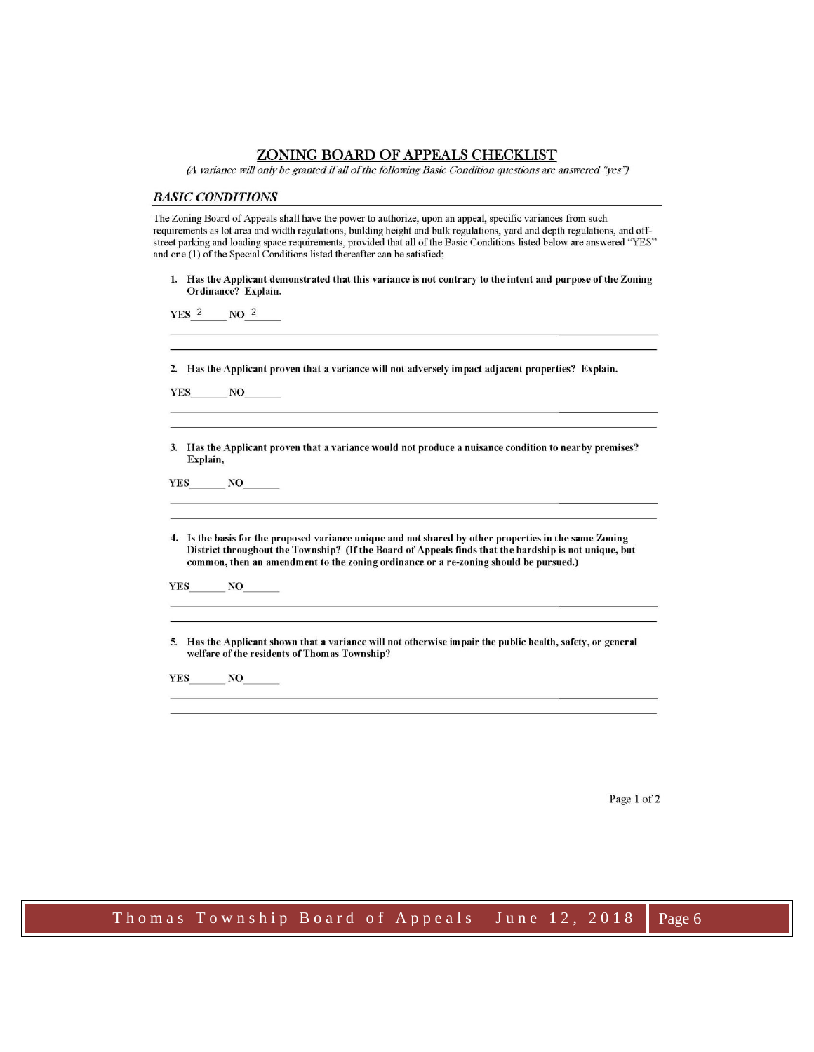## ZONING BOARD OF APPEALS CHECKLIST

*(A variance will only be granted if all of the following Basic Condition questions are answered "yes")*

### *BASIC CONDITIONS*

The Zoning Board of Appeals shall have the power to authorize, upon an appeal, specific variances from such requirements as lot area and width regulations, building height and bulk regulations, yard and depth regulations, and off-street parking and loading space requirements, provided that all of the Basic Conditions listed below are answered "YES" and one (1) of the Special Conditions listed thereafter can be satisfied;

1. **Has the Applicant demonstrated that this variance is not contrary to the intent and purpose of the Zoning Ordinance? Explain.**

   YES 2______ NO 2______

   ______________________________________________

   ______________________________________________

2. **Has the Applicant proven that a variance will not adversely impact adjacent properties? Explain.**

   YES______ NO______

   ______________________________________________

   ______________________________________________

3. **Has the Applicant proven that a variance would not produce a nuisance condition to nearby premises? Explain,**

   YES______ NO______

   ______________________________________________

   ______________________________________________

4. **Is the basis for the proposed variance unique and not shared by other properties in the same Zoning District throughout the Township? (If the Board of Appeals finds that the hardship is not unique, but common, then an amendment to the zoning ordinance or a re-zoning should be pursued.)**

   YES______ NO______

   ______________________________________________

   ______________________________________________

5. **Has the Applicant shown that a variance will not otherwise impair the public health, safety, or general welfare of the residents of Thomas Township?**

   YES______ NO______

   ______________________________________________

   ______________________________________________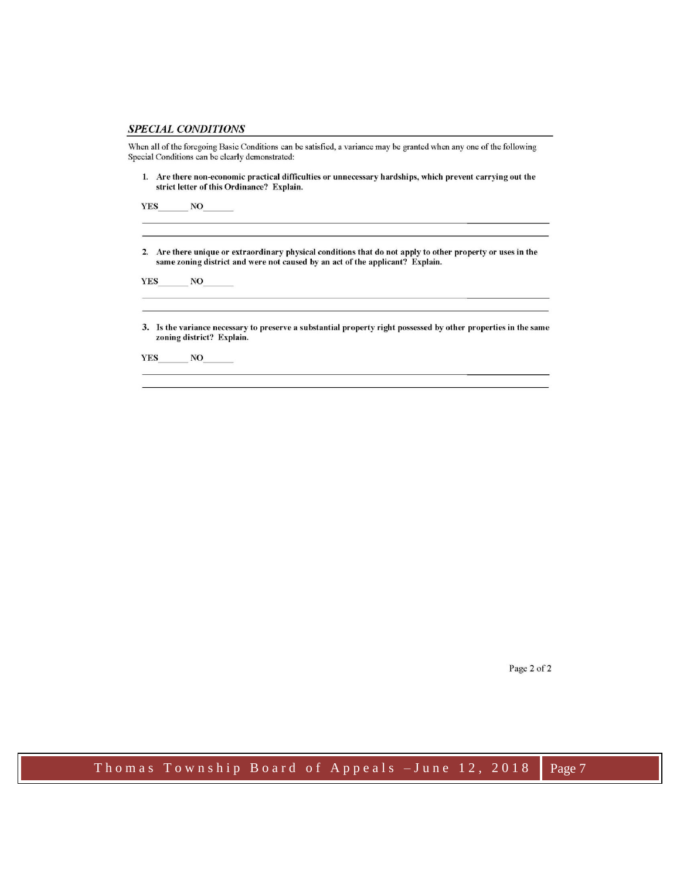## ***SPECIAL CONDITIONS***

When all of the foregoing Basic Conditions can be satisfied, a variance may be granted when any one of the following Special Conditions can be clearly demonstrated:

1. **Are there non-economic practical difficulties or unnecessary hardships, which prevent carrying out the strict letter of this Ordinance? Explain.**

   **YES**_______ **NO**_______

   ______________________________________________________________________________

   ______________________________________________________________________________

2. **Are there unique or extraordinary physical conditions that do not apply to other property or uses in the same zoning district and were not caused by an act of the applicant? Explain.**

   **YES**_______ **NO**_______

   ______________________________________________________________________________

   ______________________________________________________________________________

3. **Is the variance necessary to preserve a substantial property right possessed by other properties in the same zoning district? Explain.**

   **YES**_______ **NO**_______

   ______________________________________________________________________________

   ______________________________________________________________________________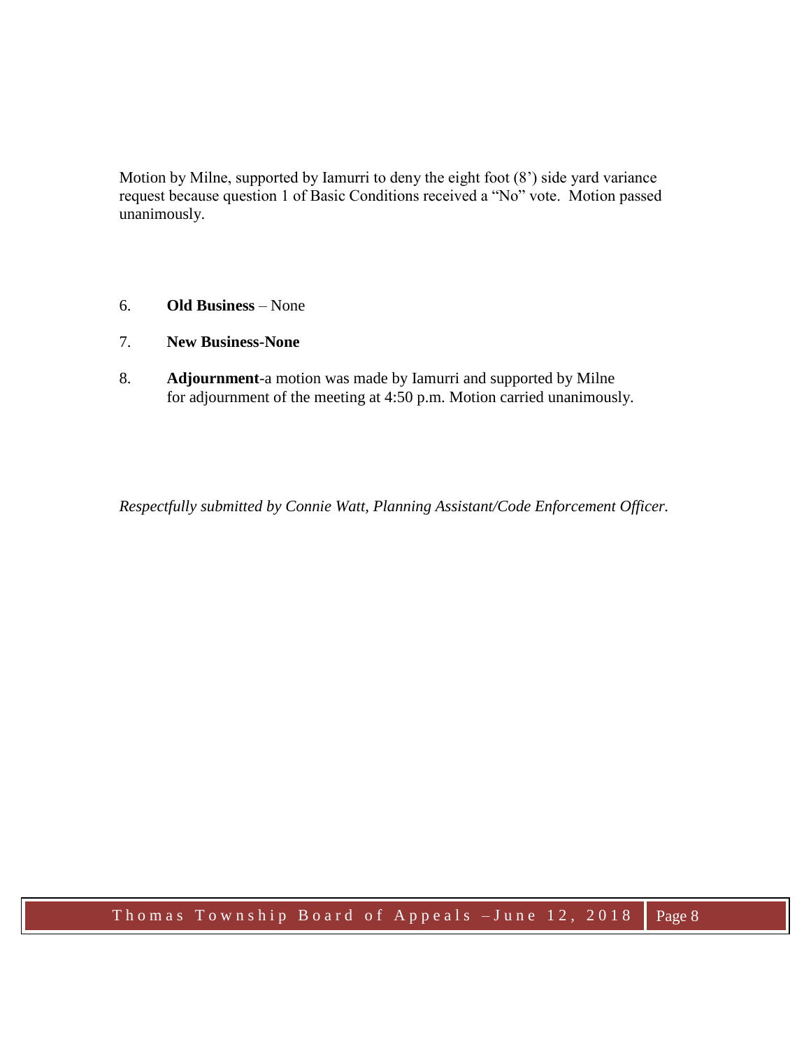Motion by Milne, supported by Iamurri to deny the eight foot (8’) side yard variance request because question 1 of Basic Conditions received a “No” vote. Motion passed unanimously.

6. **Old Business** – None

7. **New Business-None**

8. **Adjournment**-a motion was made by Iamurri and supported by Milne for adjournment of the meeting at 4:50 p.m. Motion carried unanimously.

*Respectfully submitted by Connie Watt, Planning Assistant/Code Enforcement Officer.*